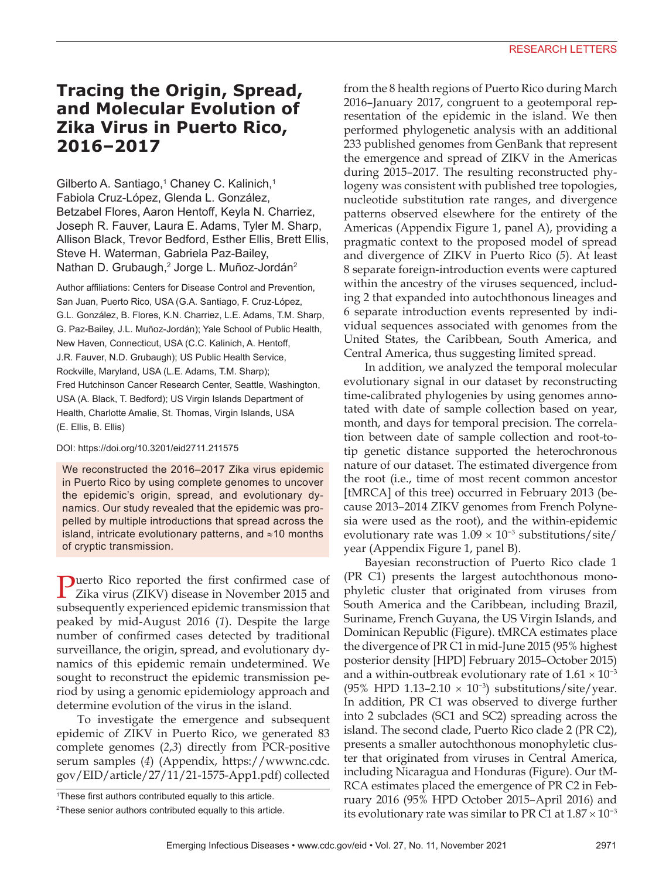RESEARCH LETTERS

# Tracing the Origin, Spread, and Molecular Evolution of Zika Virus in Puerto Rico, 2016–2017

Gilberto A. Santiago,[1] Chaney C. Kalinich,[1] Fabiola Cruz-López, Glenda L. González, Betzabel Flores, Aaron Hentoff, Keyla N. Charriez, Joseph R. Fauver, Laura E. Adams, Tyler M. Sharp, Allison Black, Trevor Bedford, Esther Ellis, Brett Ellis, Steve H. Waterman, Gabriela Paz-Bailey, Nathan D. Grubaugh,[2] Jorge L. Muñoz-Jordán[2]

Author affiliations: Centers for Disease Control and Prevention, San Juan, Puerto Rico, USA (G.A. Santiago, F. Cruz-López, G.L. González, B. Flores, K.N. Charriez, L.E. Adams, T.M. Sharp, G. Paz-Bailey, J.L. Muñoz-Jordán); Yale School of Public Health, New Haven, Connecticut, USA (C.C. Kalinich, A. Hentoff, J.R. Fauver, N.D. Grubaugh); US Public Health Service, Rockville, Maryland, USA (L.E. Adams, T.M. Sharp); Fred Hutchinson Cancer Research Center, Seattle, Washington, USA (A. Black, T. Bedford); US Virgin Islands Department of Health, Charlotte Amalie, St. Thomas, Virgin Islands, USA (E. Ellis, B. Ellis)

DOI: https://doi.org/10.3201/eid2711.211575

We reconstructed the 2016–2017 Zika virus epidemic in Puerto Rico by using complete genomes to uncover the epidemic's origin, spread, and evolutionary dynamics. Our study revealed that the epidemic was propelled by multiple introductions that spread across the island, intricate evolutionary patterns, and ≈10 months of cryptic transmission.

Puerto Rico reported the first confirmed case of Zika virus (ZIKV) disease in November 2015 and subsequently experienced epidemic transmission that peaked by mid-August 2016 (*1*). Despite the large number of confirmed cases detected by traditional surveillance, the origin, spread, and evolutionary dynamics of this epidemic remain undetermined. We sought to reconstruct the epidemic transmission period by using a genomic epidemiology approach and determine evolution of the virus in the island.

To investigate the emergence and subsequent epidemic of ZIKV in Puerto Rico, we generated 83 complete genomes (*2*,*3*) directly from PCR-positive serum samples (*4*) (Appendix, https://wwwnc.cdc.gov/EID/article/27/11/21-1575-App1.pdf) collected from the 8 health regions of Puerto Rico during March 2016–January 2017, congruent to a geotemporal representation of the epidemic in the island. We then performed phylogenetic analysis with an additional 233 published genomes from GenBank that represent the emergence and spread of ZIKV in the Americas during 2015–2017. The resulting reconstructed phylogeny was consistent with published tree topologies, nucleotide substitution rate ranges, and divergence patterns observed elsewhere for the entirety of the Americas (Appendix Figure 1, panel A), providing a pragmatic context to the proposed model of spread and divergence of ZIKV in Puerto Rico (*5*). At least 8 separate foreign-introduction events were captured within the ancestry of the viruses sequenced, including 2 that expanded into autochthonous lineages and 6 separate introduction events represented by individual sequences associated with genomes from the United States, the Caribbean, South America, and Central America, thus suggesting limited spread.

In addition, we analyzed the temporal molecular evolutionary signal in our dataset by reconstructing time-calibrated phylogenies by using genomes annotated with date of sample collection based on year, month, and days for temporal precision. The correlation between date of sample collection and root-to-tip genetic distance supported the heterochronous nature of our dataset. The estimated divergence from the root (i.e., time of most recent common ancestor [tMRCA] of this tree) occurred in February 2013 (because 2013–2014 ZIKV genomes from French Polynesia were used as the root), and the within-epidemic evolutionary rate was $1.09 \times 10^{-3}$ substitutions/site/year (Appendix Figure 1, panel B).

Bayesian reconstruction of Puerto Rico clade 1 (PR C1) presents the largest autochthonous monophyletic cluster that originated from viruses from South America and the Caribbean, including Brazil, Suriname, French Guyana, the US Virgin Islands, and Dominican Republic (Figure). tMRCA estimates place the divergence of PR C1 in mid-June 2015 (95% highest posterior density [HPD] February 2015–October 2015) and a within-outbreak evolutionary rate of $1.61 \times 10^{-3}$ (95% HPD 1.13–2.10 $\times 10^{-3}$) substitutions/site/year. In addition, PR C1 was observed to diverge further into 2 subclades (SC1 and SC2) spreading across the island. The second clade, Puerto Rico clade 2 (PR C2), presents a smaller autochthonous monophyletic cluster that originated from viruses in Central America, including Nicaragua and Honduras (Figure). Our tMRCA estimates placed the emergence of PR C2 in February 2016 (95% HPD October 2015–April 2016) and its evolutionary rate was similar to PR C1 at $1.87 \times 10^{-3}$

[1]These first authors contributed equally to this article.

[2]These senior authors contributed equally to this article.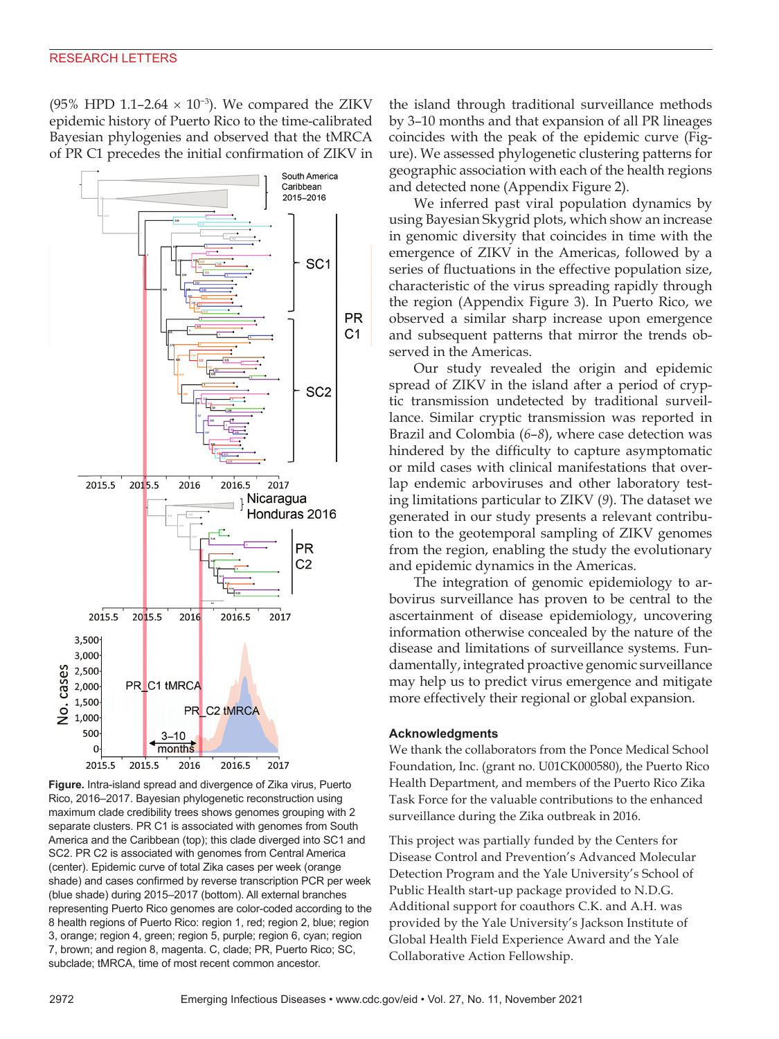(95% HPD 1.1–2.64 × $10^{-3}$). We compared the ZIKV epidemic history of Puerto Rico to the time-calibrated Bayesian phylogenies and observed that the tMRCA of PR C1 precedes the initial confirmation of ZIKV in the island through traditional surveillance methods by 3–10 months and that expansion of all PR lineages coincides with the peak of the epidemic curve (Figure). We assessed phylogenetic clustering patterns for geographic association with each of the health regions and detected none (Appendix Figure 2).

We inferred past viral population dynamics by using Bayesian Skygrid plots, which show an increase in genomic diversity that coincides in time with the emergence of ZIKV in the Americas, followed by a series of fluctuations in the effective population size, characteristic of the virus spreading rapidly through the region (Appendix Figure 3). In Puerto Rico, we observed a similar sharp increase upon emergence and subsequent patterns that mirror the trends observed in the Americas.

Our study revealed the origin and epidemic spread of ZIKV in the island after a period of cryptic transmission undetected by traditional surveillance. Similar cryptic transmission was reported in Brazil and Colombia (*6*–*8*), where case detection was hindered by the difficulty to capture asymptomatic or mild cases with clinical manifestations that overlap endemic arboviruses and other laboratory testing limitations particular to ZIKV (*9*). The dataset we generated in our study presents a relevant contribution to the geotemporal sampling of ZIKV genomes from the region, enabling the study the evolutionary and epidemic dynamics in the Americas.

The integration of genomic epidemiology to arbovirus surveillance has proven to be central to the ascertainment of disease epidemiology, uncovering information otherwise concealed by the nature of the disease and limitations of surveillance systems. Fundamentally, integrated proactive genomic surveillance may help us to predict virus emergence and mitigate more effectively their regional or global expansion.

**Figure.** Intra-island spread and divergence of Zika virus, Puerto Rico, 2016–2017. Bayesian phylogenetic reconstruction using maximum clade credibility trees shows genomes grouping with 2 separate clusters. PR C1 is associated with genomes from South America and the Caribbean (top); this clade diverged into SC1 and SC2. PR C2 is associated with genomes from Central America (center). Epidemic curve of total Zika cases per week (orange shade) and cases confirmed by reverse transcription PCR per week (blue shade) during 2015–2017 (bottom). All external branches representing Puerto Rico genomes are color-coded according to the 8 health regions of Puerto Rico: region 1, red; region 2, blue; region 3, orange; region 4, green; region 5, purple; region 6, cyan; region 7, brown; and region 8, magenta. C, clade; PR, Puerto Rico; SC, subclade; tMRCA, time of most recent common ancestor.

## Acknowledgments

We thank the collaborators from the Ponce Medical School Foundation, Inc. (grant no. U01CK000580), the Puerto Rico Health Department, and members of the Puerto Rico Zika Task Force for the valuable contributions to the enhanced surveillance during the Zika outbreak in 2016.

This project was partially funded by the Centers for Disease Control and Prevention's Advanced Molecular Detection Program and the Yale University's School of Public Health start-up package provided to N.D.G. Additional support for coauthors C.K. and A.H. was provided by the Yale University's Jackson Institute of Global Health Field Experience Award and the Yale Collaborative Action Fellowship.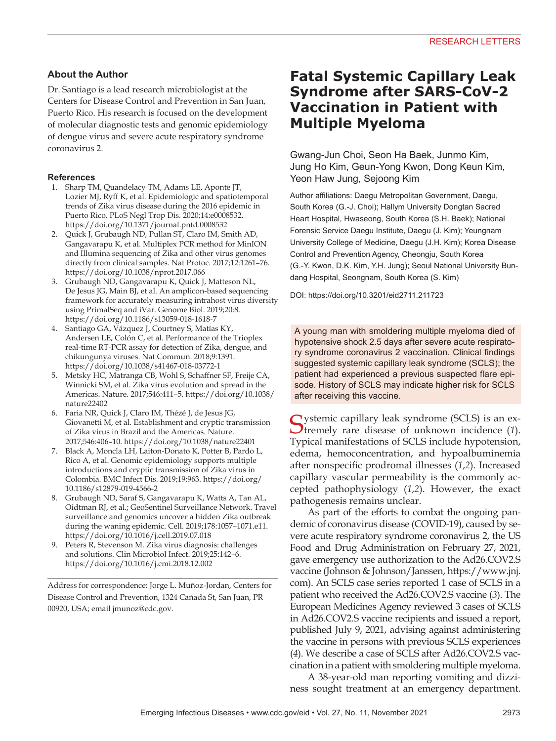## About the Author

Dr. Santiago is a lead research microbiologist at the Centers for Disease Control and Prevention in San Juan, Puerto Rico. His research is focused on the development of molecular diagnostic tests and genomic epidemiology of dengue virus and severe acute respiratory syndrome coronavirus 2.

### References

1. Sharp TM, Quandelacy TM, Adams LE, Aponte JT, Lozier MJ, Ryff K, et al. Epidemiologic and spatiotemporal trends of Zika virus disease during the 2016 epidemic in Puerto Rico. PLoS Negl Trop Dis. 2020;14:e0008532. https://doi.org/10.1371/journal.pntd.0008532
2. Quick J, Grubaugh ND, Pullan ST, Claro IM, Smith AD, Gangavarapu K, et al. Multiplex PCR method for MinION and Illumina sequencing of Zika and other virus genomes directly from clinical samples. Nat Protoc. 2017;12:1261–76. https://doi.org/10.1038/nprot.2017.066
3. Grubaugh ND, Gangavarapu K, Quick J, Matteson NL, De Jesus JG, Main BJ, et al. An amplicon-based sequencing framework for accurately measuring intrahost virus diversity using PrimalSeq and iVar. Genome Biol. 2019;20:8. https://doi.org/10.1186/s13059-018-1618-7
4. Santiago GA, Vázquez J, Courtney S, Matías KY, Andersen LE, Colón C, et al. Performance of the Trioplex real-time RT-PCR assay for detection of Zika, dengue, and chikungunya viruses. Nat Commun. 2018;9:1391. https://doi.org/10.1038/s41467-018-03772-1
5. Metsky HC, Matranga CB, Wohl S, Schaffner SF, Freije CA, Winnicki SM, et al. Zika virus evolution and spread in the Americas. Nature. 2017;546:411–5. https://doi.org/10.1038/nature22402
6. Faria NR, Quick J, Claro IM, Thézé J, de Jesus JG, Giovanetti M, et al. Establishment and cryptic transmission of Zika virus in Brazil and the Americas. Nature. 2017;546:406–10. https://doi.org/10.1038/nature22401
7. Black A, Moncla LH, Laiton-Donato K, Potter B, Pardo L, Rico A, et al. Genomic epidemiology supports multiple introductions and cryptic transmission of Zika virus in Colombia. BMC Infect Dis. 2019;19:963. https://doi.org/10.1186/s12879-019-4566-2
8. Grubaugh ND, Saraf S, Gangavarapu K, Watts A, Tan AL, Oidtman RJ, et al.; GeoSentinel Surveillance Network. Travel surveillance and genomics uncover a hidden Zika outbreak during the waning epidemic. Cell. 2019;178:1057–1071.e11. https://doi.org/10.1016/j.cell.2019.07.018
9. Peters R, Stevenson M. Zika virus diagnosis: challenges and solutions. Clin Microbiol Infect. 2019;25:142–6. https://doi.org/10.1016/j.cmi.2018.12.002

Address for correspondence: Jorge L. Muñoz-Jordan, Centers for Disease Control and Prevention, 1324 Cañada St, San Juan, PR 00920, USA; email jmunoz@cdc.gov.

# Fatal Systemic Capillary Leak Syndrome after SARS-CoV-2 Vaccination in Patient with Multiple Myeloma

Gwang-Jun Choi, Seon Ha Baek, Junmo Kim, Jung Ho Kim, Geun-Yong Kwon, Dong Keun Kim, Yeon Haw Jung, Sejoong Kim

Author affiliations: Daegu Metropolitan Government, Daegu, South Korea (G.-J. Choi); Hallym University Dongtan Sacred Heart Hospital, Hwaseong, South Korea (S.H. Baek); National Forensic Service Daegu Institute, Daegu (J. Kim); Yeungnam University College of Medicine, Daegu (J.H. Kim); Korea Disease Control and Prevention Agency, Cheongju, South Korea (G.-Y. Kwon, D.K. Kim, Y.H. Jung); Seoul National University Bundang Hospital, Seongnam, South Korea (S. Kim)

DOI: https://doi.org/10.3201/eid2711.211723

A young man with smoldering multiple myeloma died of hypotensive shock 2.5 days after severe acute respiratory syndrome coronavirus 2 vaccination. Clinical findings suggested systemic capillary leak syndrome (SCLS); the patient had experienced a previous suspected flare episode. History of SCLS may indicate higher risk for SCLS after receiving this vaccine.

Systemic capillary leak syndrome (SCLS) is an extremely rare disease of unknown incidence (*1*). Typical manifestations of SCLS include hypotension, edema, hemoconcentration, and hypoalbuminemia after nonspecific prodromal illnesses (*1*,*2*). Increased capillary vascular permeability is the commonly accepted pathophysiology (*1*,*2*). However, the exact pathogenesis remains unclear.

As part of the efforts to combat the ongoing pandemic of coronavirus disease (COVID-19), caused by severe acute respiratory syndrome coronavirus 2, the US Food and Drug Administration on February 27, 2021, gave emergency use authorization to the Ad26.COV2.S vaccine (Johnson & Johnson/Janssen, https://www.jnj.com). An SCLS case series reported 1 case of SCLS in a patient who received the Ad26.COV2.S vaccine (*3*). The European Medicines Agency reviewed 3 cases of SCLS in Ad26.COV2.S vaccine recipients and issued a report, published July 9, 2021, advising against administering the vaccine in persons with previous SCLS experiences (*4*). We describe a case of SCLS after Ad26.COV2.S vaccination in a patient with smoldering multiple myeloma.

A 38-year-old man reporting vomiting and dizziness sought treatment at an emergency department.